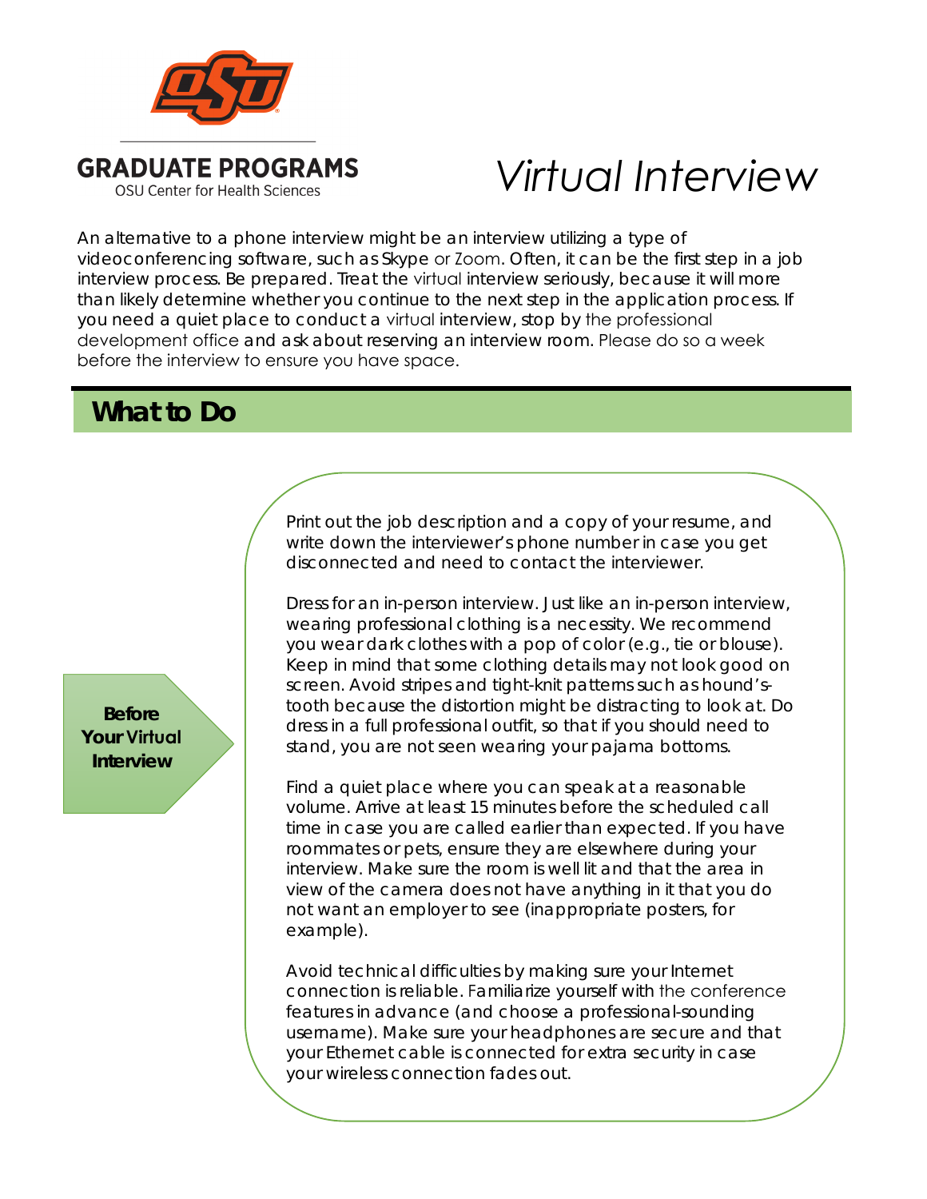GRADUATE PROGRAMS

OSU Center for Health Sciences

# *Virtual Interview*

An alternative to a phone interview might be an interview utilizing a type of videoconferencing software, such as Skype or Zoom. Often, it can be the first step in a job interview process. Be prepared. Treat the virtual interview seriously, because it will more than likely determine whether you continue to the next step in the application process. If you need a quiet place to conduct a virtual interview, stop by the professional development office and ask about reserving an interview room. Please do so a week before the interview to ensure you have space.

## What to Do

### Before Your Virtual Interview

Print out the job description and a copy of your resume, and write down the interviewer's phone number in case you get disconnected and need to contact the interviewer.

Dress for an in-person interview. Just like an in-person interview, wearing professional clothing is a necessity. We recommend you wear dark clothes with a pop of color (e.g., tie or blouse). Keep in mind that some clothing details may not look good on screen. Avoid stripes and tight-knit patterns such as hound's-tooth because the distortion might be distracting to look at. Do dress in a full professional outfit, so that if you should need to stand, you are not seen wearing your pajama bottoms.

Find a quiet place where you can speak at a reasonable volume. Arrive at least 15 minutes before the scheduled call time in case you are called earlier than expected. If you have roommates or pets, ensure they are elsewhere during your interview. Make sure the room is well lit and that the area in view of the camera does not have anything in it that you do not want an employer to see (inappropriate posters, for example).

Avoid technical difficulties by making sure your Internet connection is reliable. Familiarize yourself with the conference features in advance (and choose a professional-sounding username). Make sure your headphones are secure and that your Ethernet cable is connected for extra security in case your wireless connection fades out.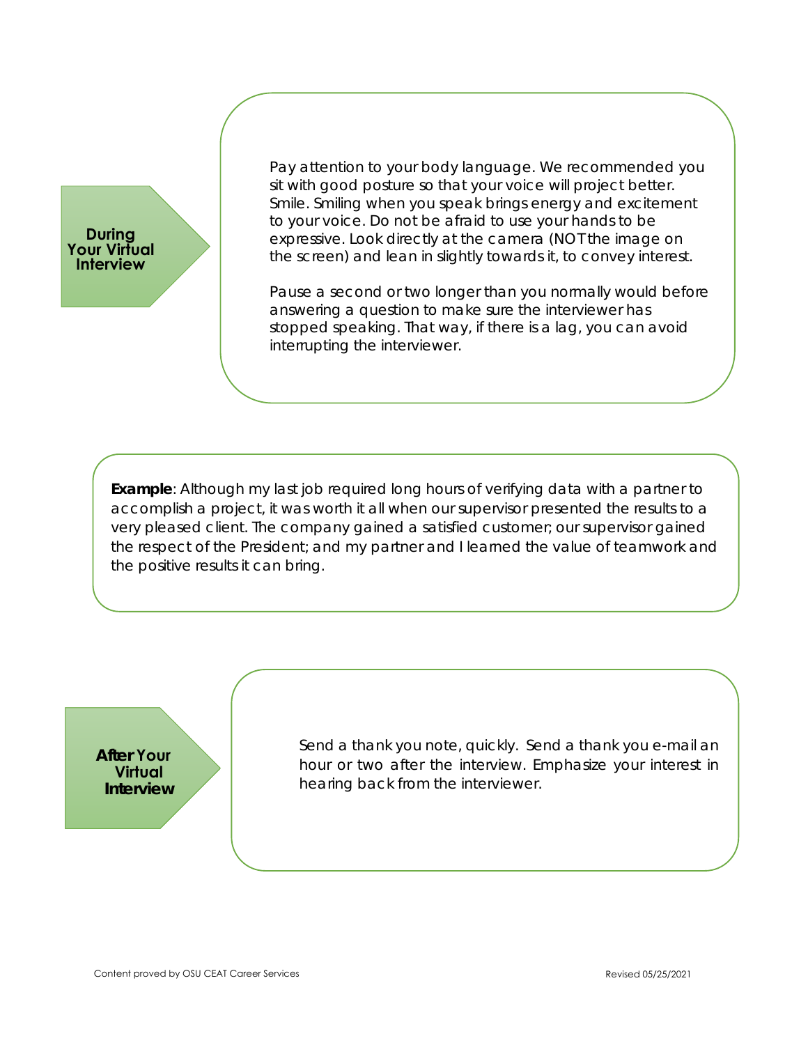**During Your Virtual Interview**

Pay attention to your body language. We recommended you sit with good posture so that your voice will project better. Smile. Smiling when you speak brings energy and excitement to your voice. Do not be afraid to use your hands to be expressive. Look directly at the camera (NOT the image on the screen) and lean in slightly towards it, to convey interest.

Pause a second or two longer than you normally would before answering a question to make sure the interviewer has stopped speaking. That way, if there is a lag, you can avoid interrupting the interviewer.

**Example**: Although my last job required long hours of verifying data with a partner to accomplish a project, it was worth it all when our supervisor presented the results to a very pleased client. The company gained a satisfied customer; our supervisor gained the respect of the President; and my partner and I learned the value of teamwork and the positive results it can bring.

**After Your Virtual Interview**

Send a thank you note, quickly. Send a thank you e-mail an hour or two after the interview. Emphasize your interest in hearing back from the interviewer.

Content proved by OSU CEAT Career Services

Revised 05/25/2021